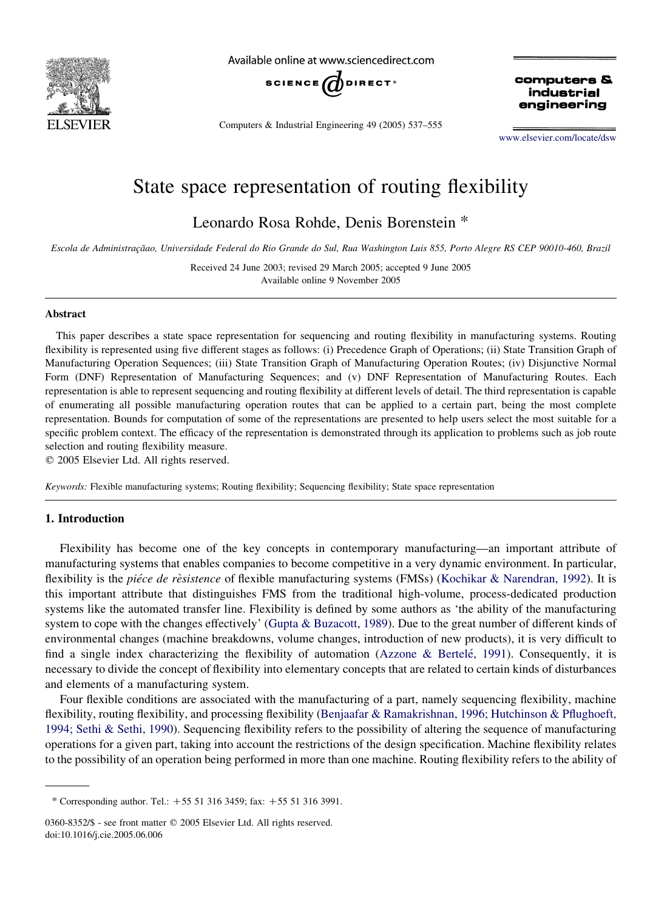# State space representation of routing flexibility

Leonardo Rosa Rohde, Denis Borenstein *

*Escola de Administraçãao, Universidade Federal do Rio Grande do Sul, Rua Washington Luis 855, Porto Alegre RS CEP 90010-460, Brazil*

Received 24 June 2003; revised 29 March 2005; accepted 9 June 2005
Available online 9 November 2005

---

### Abstract

This paper describes a state space representation for sequencing and routing flexibility in manufacturing systems. Routing flexibility is represented using five different stages as follows: (i) Precedence Graph of Operations; (ii) State Transition Graph of Manufacturing Operation Sequences; (iii) State Transition Graph of Manufacturing Operation Routes; (iv) Disjunctive Normal Form (DNF) Representation of Manufacturing Sequences; and (v) DNF Representation of Manufacturing Routes. Each representation is able to represent sequencing and routing flexibility at different levels of detail. The third representation is capable of enumerating all possible manufacturing operation routes that can be applied to a certain part, being the most complete representation. Bounds for computation of some of the representations are presented to help users select the most suitable for a specific problem context. The efficacy of the representation is demonstrated through its application to problems such as job route selection and routing flexibility measure.

© 2005 Elsevier Ltd. All rights reserved.

*Keywords:* Flexible manufacturing systems; Routing flexibility; Sequencing flexibility; State space representation

---

## 1. Introduction

Flexibility has become one of the key concepts in contemporary manufacturing—an important attribute of manufacturing systems that enables companies to become competitive in a very dynamic environment. In particular, flexibility is the *piéce de rèsistence* of flexible manufacturing systems (FMSs) (Kochikar & Narendran, 1992). It is this important attribute that distinguishes FMS from the traditional high-volume, process-dedicated production systems like the automated transfer line. Flexibility is defined by some authors as 'the ability of the manufacturing system to cope with the changes effectively' (Gupta & Buzacott, 1989). Due to the great number of different kinds of environmental changes (machine breakdowns, volume changes, introduction of new products), it is very difficult to find a single index characterizing the flexibility of automation (Azzone & Bertelé, 1991). Consequently, it is necessary to divide the concept of flexibility into elementary concepts that are related to certain kinds of disturbances and elements of a manufacturing system.

Four flexible conditions are associated with the manufacturing of a part, namely sequencing flexibility, machine flexibility, routing flexibility, and processing flexibility (Benjaafar & Ramakrishnan, 1996; Hutchinson & Pflughoeft, 1994; Sethi & Sethi, 1990). Sequencing flexibility refers to the possibility of altering the sequence of manufacturing operations for a given part, taking into account the restrictions of the design specification. Machine flexibility relates to the possibility of an operation being performed in more than one machine. Routing flexibility refers to the ability of

---

* Corresponding author. Tel.: +55 51 316 3459; fax: +55 51 316 3991.

0360-8352/$ - see front matter © 2005 Elsevier Ltd. All rights reserved.
doi:10.1016/j.cie.2005.06.006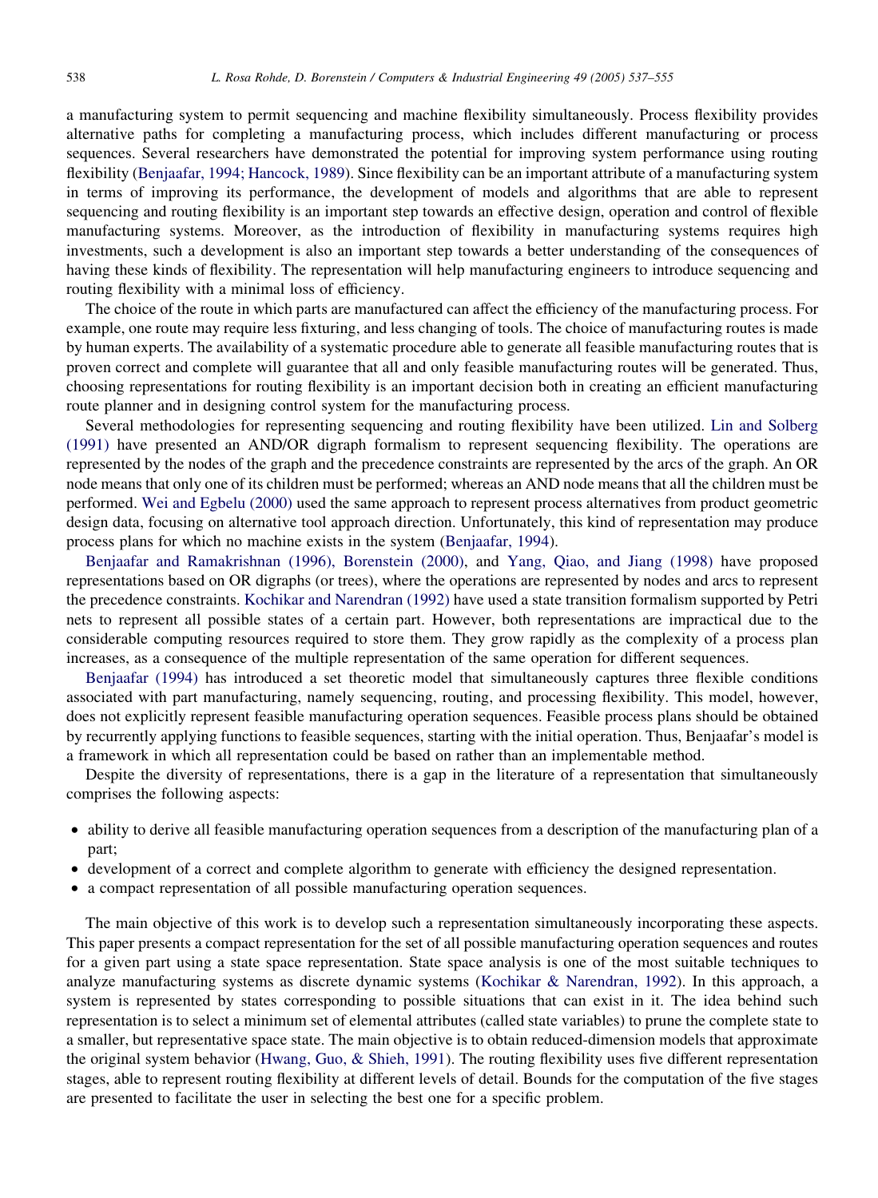a manufacturing system to permit sequencing and machine flexibility simultaneously. Process flexibility provides alternative paths for completing a manufacturing process, which includes different manufacturing or process sequences. Several researchers have demonstrated the potential for improving system performance using routing flexibility (Benjaafar, 1994; Hancock, 1989). Since flexibility can be an important attribute of a manufacturing system in terms of improving its performance, the development of models and algorithms that are able to represent sequencing and routing flexibility is an important step towards an effective design, operation and control of flexible manufacturing systems. Moreover, as the introduction of flexibility in manufacturing systems requires high investments, such a development is also an important step towards a better understanding of the consequences of having these kinds of flexibility. The representation will help manufacturing engineers to introduce sequencing and routing flexibility with a minimal loss of efficiency.

The choice of the route in which parts are manufactured can affect the efficiency of the manufacturing process. For example, one route may require less fixturing, and less changing of tools. The choice of manufacturing routes is made by human experts. The availability of a systematic procedure able to generate all feasible manufacturing routes that is proven correct and complete will guarantee that all and only feasible manufacturing routes will be generated. Thus, choosing representations for routing flexibility is an important decision both in creating an efficient manufacturing route planner and in designing control system for the manufacturing process.

Several methodologies for representing sequencing and routing flexibility have been utilized. Lin and Solberg (1991) have presented an AND/OR digraph formalism to represent sequencing flexibility. The operations are represented by the nodes of the graph and the precedence constraints are represented by the arcs of the graph. An OR node means that only one of its children must be performed; whereas an AND node means that all the children must be performed. Wei and Egbelu (2000) used the same approach to represent process alternatives from product geometric design data, focusing on alternative tool approach direction. Unfortunately, this kind of representation may produce process plans for which no machine exists in the system (Benjaafar, 1994).

Benjaafar and Ramakrishnan (1996), Borenstein (2000), and Yang, Qiao, and Jiang (1998) have proposed representations based on OR digraphs (or trees), where the operations are represented by nodes and arcs to represent the precedence constraints. Kochikar and Narendran (1992) have used a state transition formalism supported by Petri nets to represent all possible states of a certain part. However, both representations are impractical due to the considerable computing resources required to store them. They grow rapidly as the complexity of a process plan increases, as a consequence of the multiple representation of the same operation for different sequences.

Benjaafar (1994) has introduced a set theoretic model that simultaneously captures three flexible conditions associated with part manufacturing, namely sequencing, routing, and processing flexibility. This model, however, does not explicitly represent feasible manufacturing operation sequences. Feasible process plans should be obtained by recurrently applying functions to feasible sequences, starting with the initial operation. Thus, Benjaafar's model is a framework in which all representation could be based on rather than an implementable method.

Despite the diversity of representations, there is a gap in the literature of a representation that simultaneously comprises the following aspects:

- ability to derive all feasible manufacturing operation sequences from a description of the manufacturing plan of a part;
- development of a correct and complete algorithm to generate with efficiency the designed representation.
- a compact representation of all possible manufacturing operation sequences.

The main objective of this work is to develop such a representation simultaneously incorporating these aspects. This paper presents a compact representation for the set of all possible manufacturing operation sequences and routes for a given part using a state space representation. State space analysis is one of the most suitable techniques to analyze manufacturing systems as discrete dynamic systems (Kochikar & Narendran, 1992). In this approach, a system is represented by states corresponding to possible situations that can exist in it. The idea behind such representation is to select a minimum set of elemental attributes (called state variables) to prune the complete state to a smaller, but representative space state. The main objective is to obtain reduced-dimension models that approximate the original system behavior (Hwang, Guo, & Shieh, 1991). The routing flexibility uses five different representation stages, able to represent routing flexibility at different levels of detail. Bounds for the computation of the five stages are presented to facilitate the user in selecting the best one for a specific problem.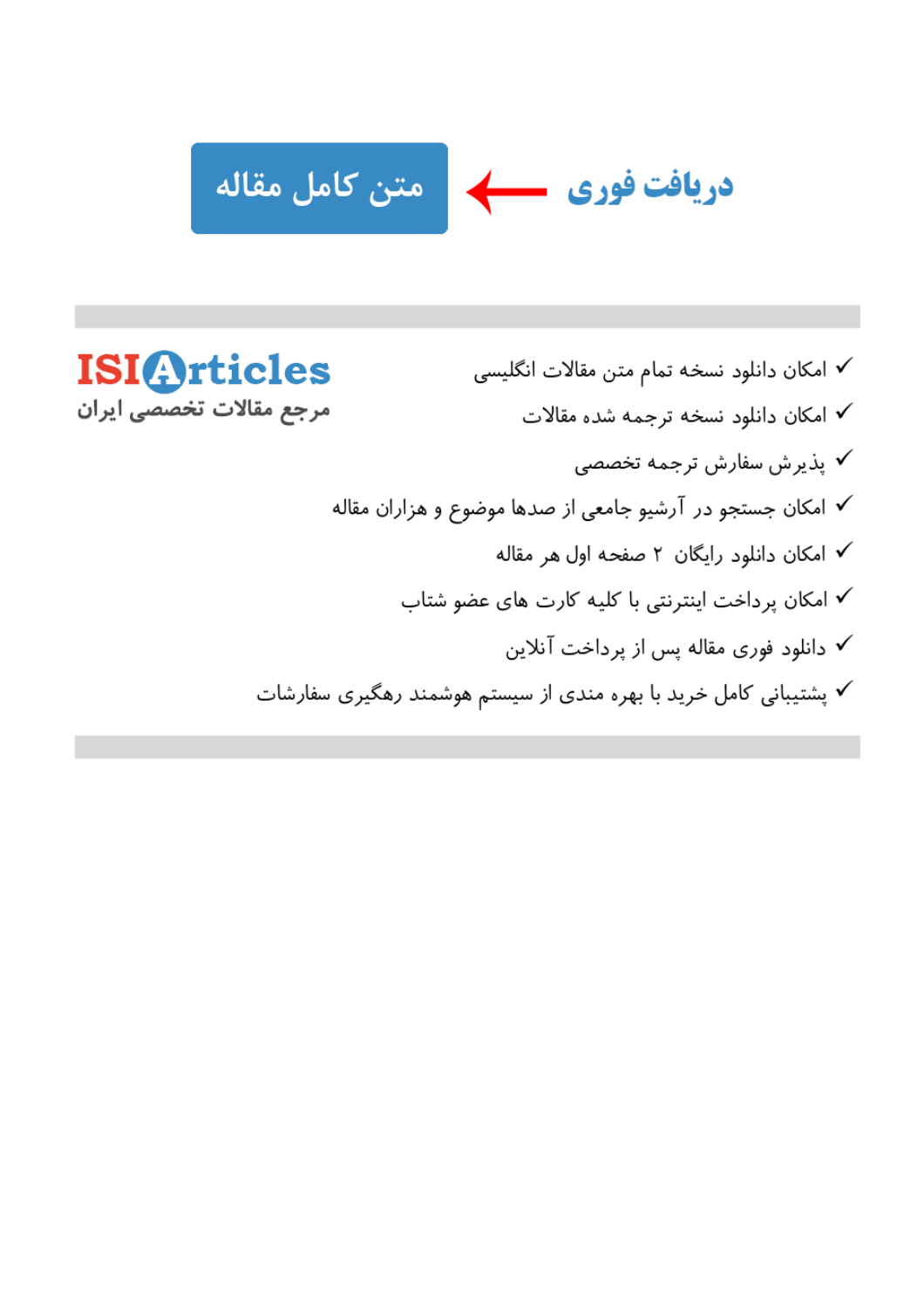دریافت فوری ← **متن کامل مقاله**

**ISIArticles**
مرجع مقالات تخصصی ایران

- ✓ امکان دانلود نسخه تمام متن مقالات انگلیسی
- ✓ امکان دانلود نسخه ترجمه شده مقالات
- ✓ پذیرش سفارش ترجمه تخصصی
- ✓ امکان جستجو در آرشیو جامعی از صدها موضوع و هزاران مقاله
- ✓ امکان دانلود رایگان ۲ صفحه اول هر مقاله
- ✓ امکان پرداخت اینترنتی با کلیه کارت های عضو شتاب
- ✓ دانلود فوری مقاله پس از پرداخت آنلاین
- ✓ پشتیبانی کامل خرید با بهره مندی از سیستم هوشمند رهگیری سفارشات